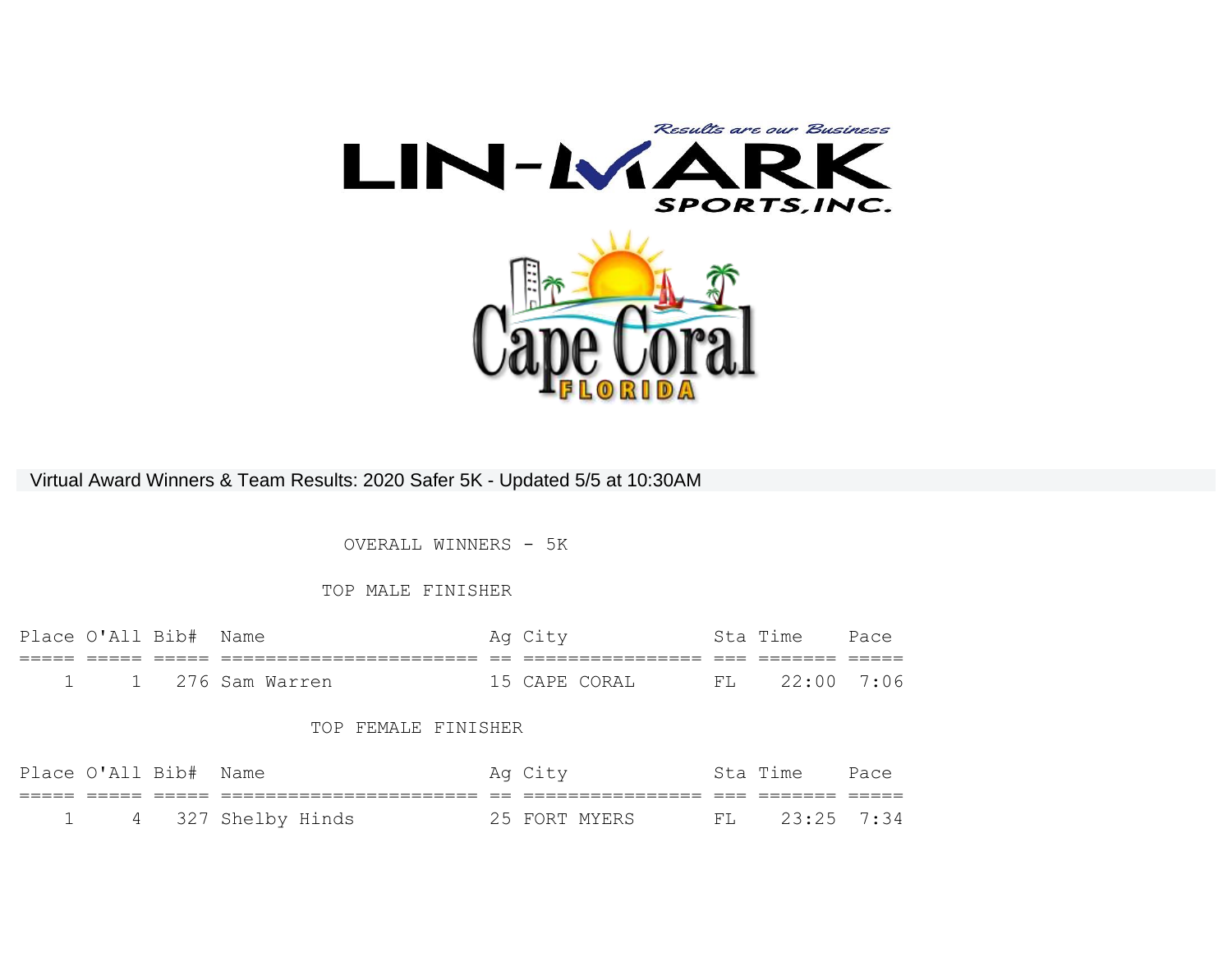LIN-MARK SPORTS, INC.

*Results are our Business*

Cape Coral FLORIDA

## Virtual Award Winners & Team Results: 2020 Safer 5K - Updated 5/5 at 10:30AM

### OVERALL WINNERS - 5K

#### TOP MALE FINISHER

| Place | O'All | Bib# | Name | Ag | City | Sta | Time | Pace |
|---|---|---|---|---|---|---|---|---|
| 1 | 1 | 276 | Sam Warren | 15 | CAPE CORAL | FL | 22:00 | 7:06 |

#### TOP FEMALE FINISHER

| Place | O'All | Bib# | Name | Ag | City | Sta | Time | Pace |
|---|---|---|---|---|---|---|---|---|
| 1 | 4 | 327 | Shelby Hinds | 25 | FORT MYERS | FL | 23:25 | 7:34 |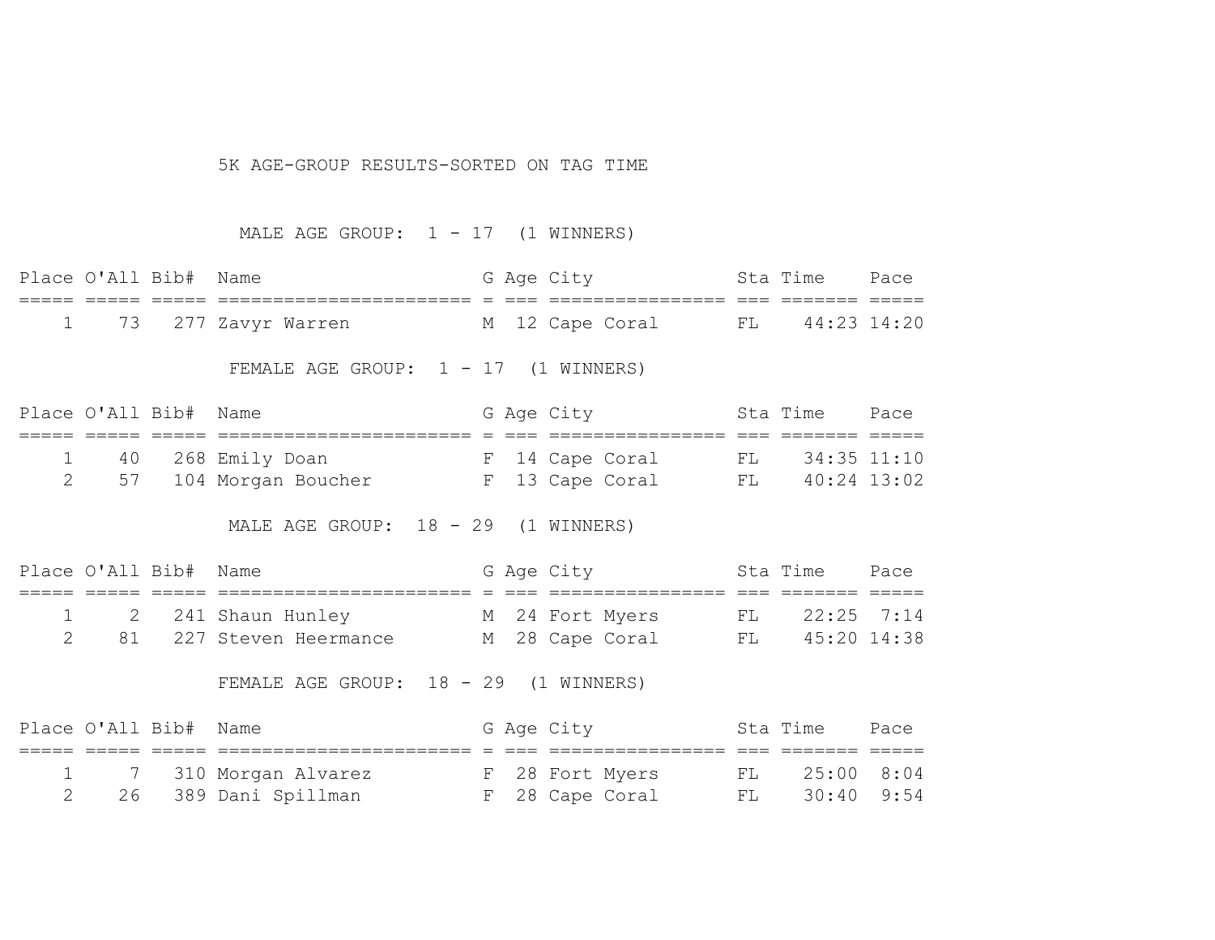# 5K AGE-GROUP RESULTS-SORTED ON TAG TIME

## MALE AGE GROUP: 1 - 17 (1 WINNERS)

| Place | O'All | Bib# | Name | G | Age | City | Sta | Time | Pace |
|---|---|---|---|---|---|---|---|---|---|
| 1 | 73 | 277 | Zavyr Warren | M | 12 | Cape Coral | FL | 44:23 | 14:20 |

## FEMALE AGE GROUP: 1 - 17 (1 WINNERS)

| Place | O'All | Bib# | Name | G | Age | City | Sta | Time | Pace |
|---|---|---|---|---|---|---|---|---|---|
| 1 | 40 | 268 | Emily Doan | F | 14 | Cape Coral | FL | 34:35 | 11:10 |
| 2 | 57 | 104 | Morgan Boucher | F | 13 | Cape Coral | FL | 40:24 | 13:02 |

## MALE AGE GROUP: 18 - 29 (1 WINNERS)

| Place | O'All | Bib# | Name | G | Age | City | Sta | Time | Pace |
|---|---|---|---|---|---|---|---|---|---|
| 1 | 2 | 241 | Shaun Hunley | M | 24 | Fort Myers | FL | 22:25 | 7:14 |
| 2 | 81 | 227 | Steven Heermance | M | 28 | Cape Coral | FL | 45:20 | 14:38 |

## FEMALE AGE GROUP: 18 - 29 (1 WINNERS)

| Place | O'All | Bib# | Name | G | Age | City | Sta | Time | Pace |
|---|---|---|---|---|---|---|---|---|---|
| 1 | 7 | 310 | Morgan Alvarez | F | 28 | Fort Myers | FL | 25:00 | 8:04 |
| 2 | 26 | 389 | Dani Spillman | F | 28 | Cape Coral | FL | 30:40 | 9:54 |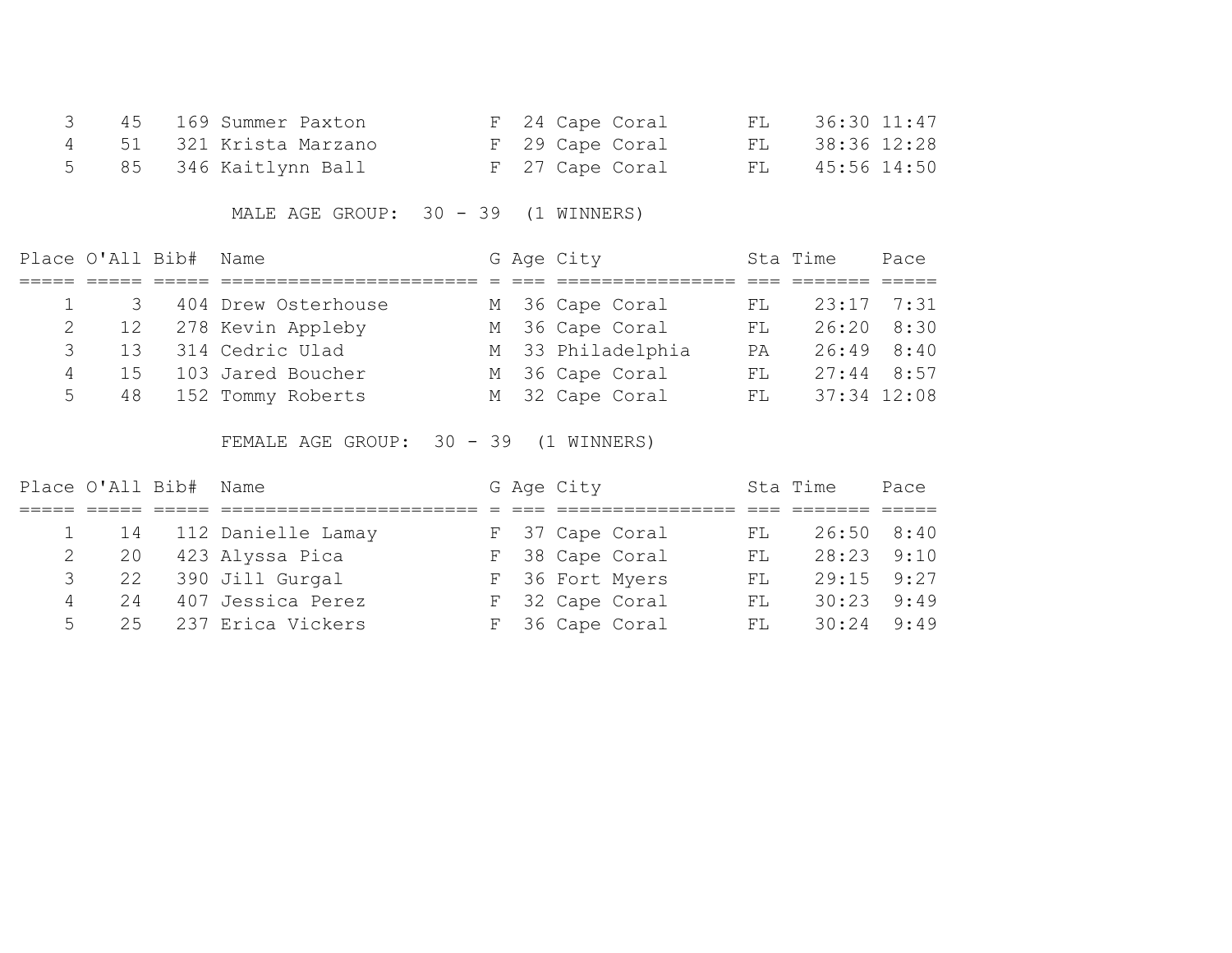| Place | O'All | Bib# | Name | G | Age | City | Sta | Time | Pace |
|---|---|---|---|---|---|---|---|---|---|
| 3 | 45 | 169 | Summer Paxton | F | 24 | Cape Coral | FL | 36:30 | 11:47 |
| 4 | 51 | 321 | Krista Marzano | F | 29 | Cape Coral | FL | 38:36 | 12:28 |
| 5 | 85 | 346 | Kaitlynn Ball | F | 27 | Cape Coral | FL | 45:56 | 14:50 |

MALE AGE GROUP: 30 - 39 (1 WINNERS)

| Place | O'All | Bib# | Name | G | Age | City | Sta | Time | Pace |
|---|---|---|---|---|---|---|---|---|---|
| 1 | 3 | 404 | Drew Osterhouse | M | 36 | Cape Coral | FL | 23:17 | 7:31 |
| 2 | 12 | 278 | Kevin Appleby | M | 36 | Cape Coral | FL | 26:20 | 8:30 |
| 3 | 13 | 314 | Cedric Ulad | M | 33 | Philadelphia | PA | 26:49 | 8:40 |
| 4 | 15 | 103 | Jared Boucher | M | 36 | Cape Coral | FL | 27:44 | 8:57 |
| 5 | 48 | 152 | Tommy Roberts | M | 32 | Cape Coral | FL | 37:34 | 12:08 |

FEMALE AGE GROUP: 30 - 39 (1 WINNERS)

| Place | O'All | Bib# | Name | G | Age | City | Sta | Time | Pace |
|---|---|---|---|---|---|---|---|---|---|
| 1 | 14 | 112 | Danielle Lamay | F | 37 | Cape Coral | FL | 26:50 | 8:40 |
| 2 | 20 | 423 | Alyssa Pica | F | 38 | Cape Coral | FL | 28:23 | 9:10 |
| 3 | 22 | 390 | Jill Gurgal | F | 36 | Fort Myers | FL | 29:15 | 9:27 |
| 4 | 24 | 407 | Jessica Perez | F | 32 | Cape Coral | FL | 30:23 | 9:49 |
| 5 | 25 | 237 | Erica Vickers | F | 36 | Cape Coral | FL | 30:24 | 9:49 |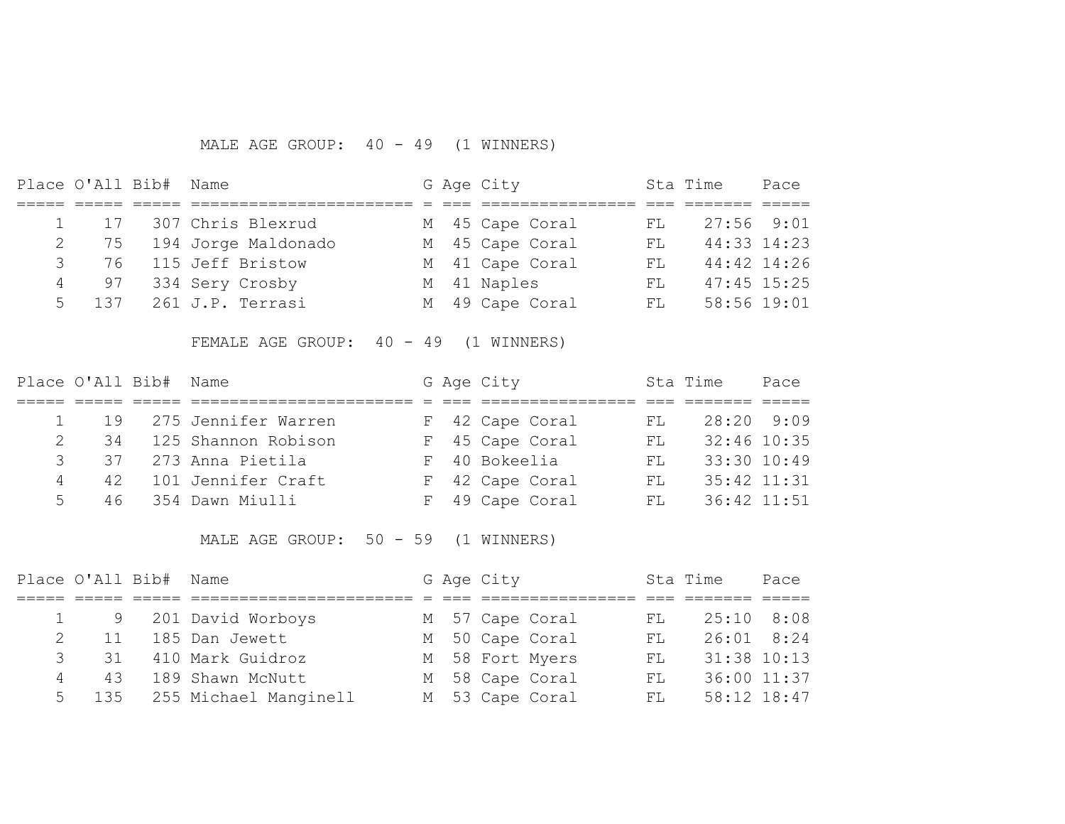### MALE AGE GROUP: 40 - 49 (1 WINNERS)

| Place | O'All | Bib# | Name | G | Age | City | Sta | Time | Pace |
|---|---|---|---|---|---|---|---|---|---|
| 1 | 17 | 307 | Chris Blexrud | M | 45 | Cape Coral | FL | 27:56 | 9:01 |
| 2 | 75 | 194 | Jorge Maldonado | M | 45 | Cape Coral | FL | 44:33 | 14:23 |
| 3 | 76 | 115 | Jeff Bristow | M | 41 | Cape Coral | FL | 44:42 | 14:26 |
| 4 | 97 | 334 | Sery Crosby | M | 41 | Naples | FL | 47:45 | 15:25 |
| 5 | 137 | 261 | J.P. Terrasi | M | 49 | Cape Coral | FL | 58:56 | 19:01 |

### FEMALE AGE GROUP: 40 - 49 (1 WINNERS)

| Place | O'All | Bib# | Name | G | Age | City | Sta | Time | Pace |
|---|---|---|---|---|---|---|---|---|---|
| 1 | 19 | 275 | Jennifer Warren | F | 42 | Cape Coral | FL | 28:20 | 9:09 |
| 2 | 34 | 125 | Shannon Robison | F | 45 | Cape Coral | FL | 32:46 | 10:35 |
| 3 | 37 | 273 | Anna Pietila | F | 40 | Bokeelia | FL | 33:30 | 10:49 |
| 4 | 42 | 101 | Jennifer Craft | F | 42 | Cape Coral | FL | 35:42 | 11:31 |
| 5 | 46 | 354 | Dawn Miulli | F | 49 | Cape Coral | FL | 36:42 | 11:51 |

### MALE AGE GROUP: 50 - 59 (1 WINNERS)

| Place | O'All | Bib# | Name | G | Age | City | Sta | Time | Pace |
|---|---|---|---|---|---|---|---|---|---|
| 1 | 9 | 201 | David Worboys | M | 57 | Cape Coral | FL | 25:10 | 8:08 |
| 2 | 11 | 185 | Dan Jewett | M | 50 | Cape Coral | FL | 26:01 | 8:24 |
| 3 | 31 | 410 | Mark Guidroz | M | 58 | Fort Myers | FL | 31:38 | 10:13 |
| 4 | 43 | 189 | Shawn McNutt | M | 58 | Cape Coral | FL | 36:00 | 11:37 |
| 5 | 135 | 255 | Michael Manginell | M | 53 | Cape Coral | FL | 58:12 | 18:47 |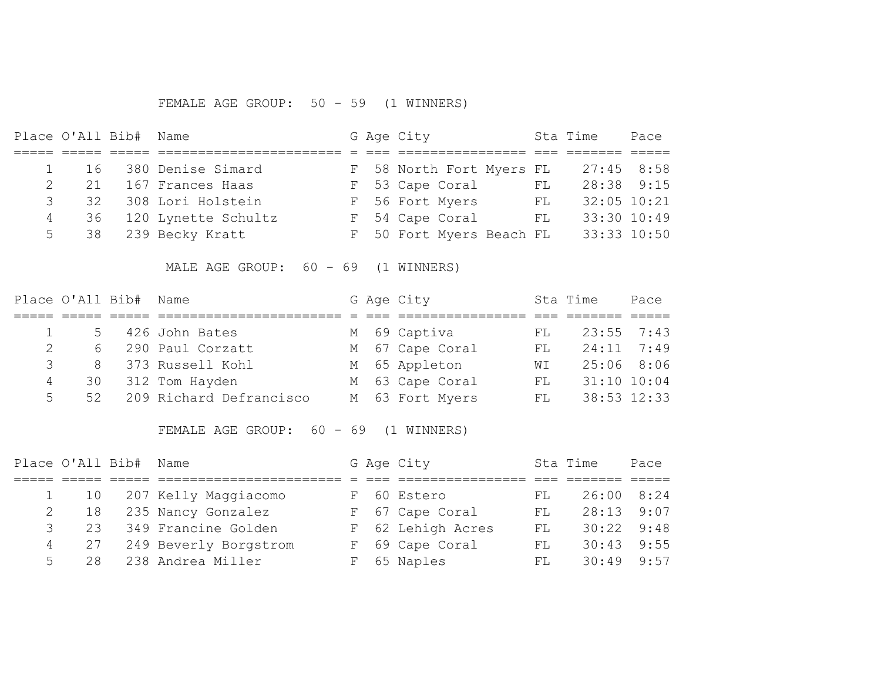### FEMALE AGE GROUP: 50 - 59 (1 WINNERS)

| Place | O'All | Bib# | Name | G | Age | City | Sta | Time | Pace |
|---|---|---|---|---|---|---|---|---|---|
| 1 | 16 | 380 | Denise Simard | F | 58 | North Fort Myers | FL | 27:45 | 8:58 |
| 2 | 21 | 167 | Frances Haas | F | 53 | Cape Coral | FL | 28:38 | 9:15 |
| 3 | 32 | 308 | Lori Holstein | F | 56 | Fort Myers | FL | 32:05 | 10:21 |
| 4 | 36 | 120 | Lynette Schultz | F | 54 | Cape Coral | FL | 33:30 | 10:49 |
| 5 | 38 | 239 | Becky Kratt | F | 50 | Fort Myers Beach | FL | 33:33 | 10:50 |

### MALE AGE GROUP: 60 - 69 (1 WINNERS)

| Place | O'All | Bib# | Name | G | Age | City | Sta | Time | Pace |
|---|---|---|---|---|---|---|---|---|---|
| 1 | 5 | 426 | John Bates | M | 69 | Captiva | FL | 23:55 | 7:43 |
| 2 | 6 | 290 | Paul Corzatt | M | 67 | Cape Coral | FL | 24:11 | 7:49 |
| 3 | 8 | 373 | Russell Kohl | M | 65 | Appleton | WI | 25:06 | 8:06 |
| 4 | 30 | 312 | Tom Hayden | M | 63 | Cape Coral | FL | 31:10 | 10:04 |
| 5 | 52 | 209 | Richard Defrancisco | M | 63 | Fort Myers | FL | 38:53 | 12:33 |

### FEMALE AGE GROUP: 60 - 69 (1 WINNERS)

| Place | O'All | Bib# | Name | G | Age | City | Sta | Time | Pace |
|---|---|---|---|---|---|---|---|---|---|
| 1 | 10 | 207 | Kelly Maggiacomo | F | 60 | Estero | FL | 26:00 | 8:24 |
| 2 | 18 | 235 | Nancy Gonzalez | F | 67 | Cape Coral | FL | 28:13 | 9:07 |
| 3 | 23 | 349 | Francine Golden | F | 62 | Lehigh Acres | FL | 30:22 | 9:48 |
| 4 | 27 | 249 | Beverly Borgstrom | F | 69 | Cape Coral | FL | 30:43 | 9:55 |
| 5 | 28 | 238 | Andrea Miller | F | 65 | Naples | FL | 30:49 | 9:57 |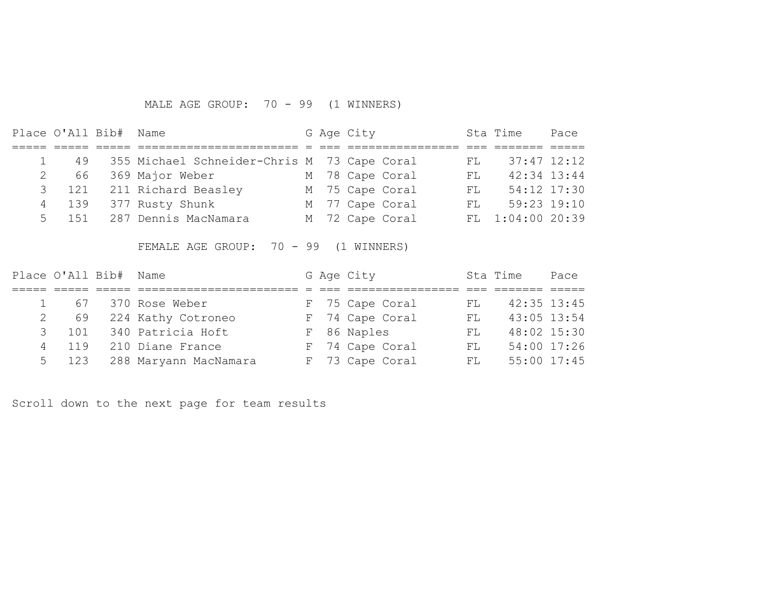MALE AGE GROUP: 70 - 99 (1 WINNERS)

| Place | O'All | Bib# | Name | G | Age | City | Sta | Time | Pace |
|---|---|---|---|---|---|---|---|---|---|
| 1 | 49 | 355 | Michael Schneider-Chris | M | 73 | Cape Coral | FL | 37:47 | 12:12 |
| 2 | 66 | 369 | Major Weber | M | 78 | Cape Coral | FL | 42:34 | 13:44 |
| 3 | 121 | 211 | Richard Beasley | M | 75 | Cape Coral | FL | 54:12 | 17:30 |
| 4 | 139 | 377 | Rusty Shunk | M | 77 | Cape Coral | FL | 59:23 | 19:10 |
| 5 | 151 | 287 | Dennis MacNamara | M | 72 | Cape Coral | FL | 1:04:00 | 20:39 |

FEMALE AGE GROUP: 70 - 99 (1 WINNERS)

| Place | O'All | Bib# | Name | G | Age | City | Sta | Time | Pace |
|---|---|---|---|---|---|---|---|---|---|
| 1 | 67 | 370 | Rose Weber | F | 75 | Cape Coral | FL | 42:35 | 13:45 |
| 2 | 69 | 224 | Kathy Cotroneo | F | 74 | Cape Coral | FL | 43:05 | 13:54 |
| 3 | 101 | 340 | Patricia Hoft | F | 86 | Naples | FL | 48:02 | 15:30 |
| 4 | 119 | 210 | Diane France | F | 74 | Cape Coral | FL | 54:00 | 17:26 |
| 5 | 123 | 288 | Maryann MacNamara | F | 73 | Cape Coral | FL | 55:00 | 17:45 |

Scroll down to the next page for team results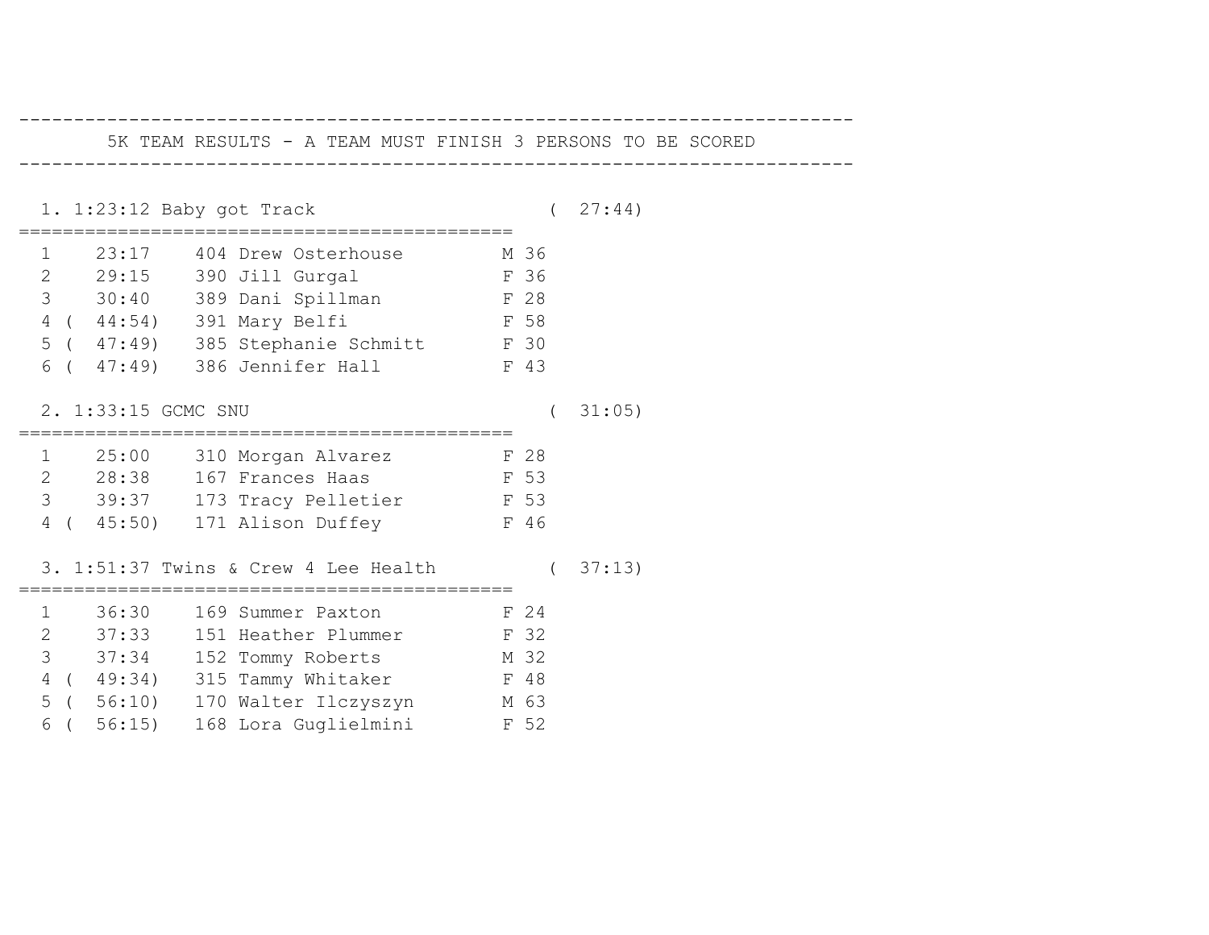## 5K TEAM RESULTS - A TEAM MUST FINISH 3 PERSONS TO BE SCORED

### 1. 1:23:12 Baby got Track ( 27:44)

| Place | Time | Bib | Name | Sex | Age |
|---|---|---|---|---|---|
| 1 | 23:17 | 404 | Drew Osterhouse | M | 36 |
| 2 | 29:15 | 390 | Jill Gurgal | F | 36 |
| 3 | 30:40 | 389 | Dani Spillman | F | 28 |
| 4 | ( 44:54) | 391 | Mary Belfi | F | 58 |
| 5 | ( 47:49) | 385 | Stephanie Schmitt | F | 30 |
| 6 | ( 47:49) | 386 | Jennifer Hall | F | 43 |

### 2. 1:33:15 GCMC SNU ( 31:05)

| Place | Time | Bib | Name | Sex | Age |
|---|---|---|---|---|---|
| 1 | 25:00 | 310 | Morgan Alvarez | F | 28 |
| 2 | 28:38 | 167 | Frances Haas | F | 53 |
| 3 | 39:37 | 173 | Tracy Pelletier | F | 53 |
| 4 | ( 45:50) | 171 | Alison Duffey | F | 46 |

### 3. 1:51:37 Twins & Crew 4 Lee Health ( 37:13)

| Place | Time | Bib | Name | Sex | Age |
|---|---|---|---|---|---|
| 1 | 36:30 | 169 | Summer Paxton | F | 24 |
| 2 | 37:33 | 151 | Heather Plummer | F | 32 |
| 3 | 37:34 | 152 | Tommy Roberts | M | 32 |
| 4 | ( 49:34) | 315 | Tammy Whitaker | F | 48 |
| 5 | ( 56:10) | 170 | Walter Ilczyszyn | M | 63 |
| 6 | ( 56:15) | 168 | Lora Guglielmini | F | 52 |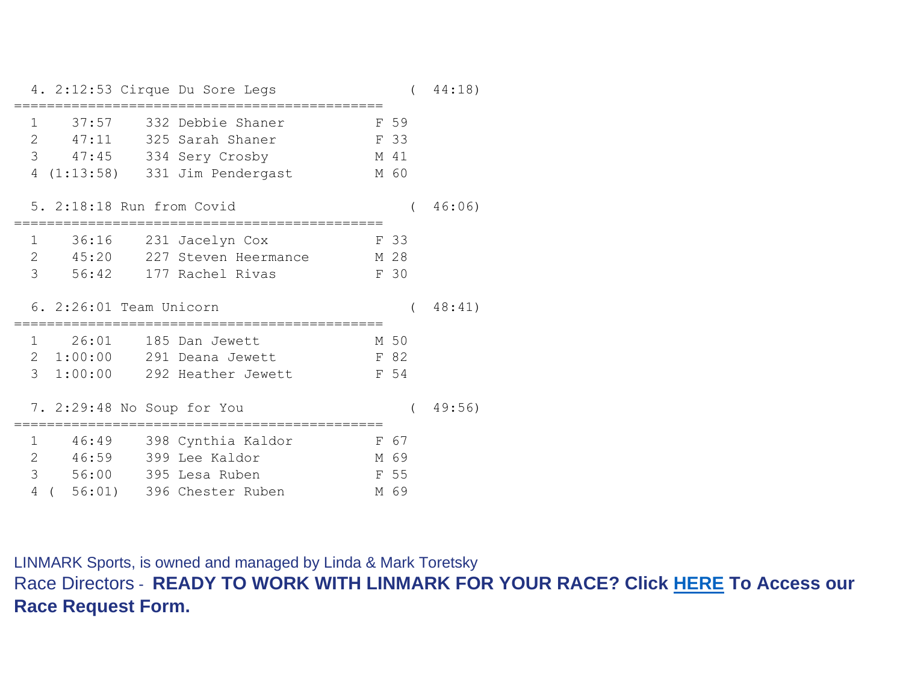```
  4. 2:12:53 Cirque Du Sore Legs                (  44:18)
==============================================
  1    37:57    332 Debbie Shaner           F 59
  2    47:11    325 Sarah Shaner            F 33
  3    47:45    334 Sery Crosby             M 41
  4 (1:13:58)   331 Jim Pendergast          M 60

  5. 2:18:18 Run from Covid                     (  46:06)
==============================================
  1    36:16    231 Jacelyn Cox             F 33
  2    45:20    227 Steven Heermance        M 28
  3    56:42    177 Rachel Rivas            F 30

  6. 2:26:01 Team Unicorn                       (  48:41)
==============================================
  1    26:01    185 Dan Jewett              M 50
  2  1:00:00    291 Deana Jewett            F 82
  3  1:00:00    292 Heather Jewett          F 54

  7. 2:29:48 No Soup for You                    (  49:56)
==============================================
  1    46:49    398 Cynthia Kaldor          F 67
  2    46:59    399 Lee Kaldor              M 69
  3    56:00    395 Lesa Ruben              F 55
  4 (  56:01)   396 Chester Ruben           M 69
```

LINMARK Sports, is owned and managed by Linda & Mark Toretsky

Race Directors - **READY TO WORK WITH LINMARK FOR YOUR RACE? Click HERE To Access our Race Request Form.**